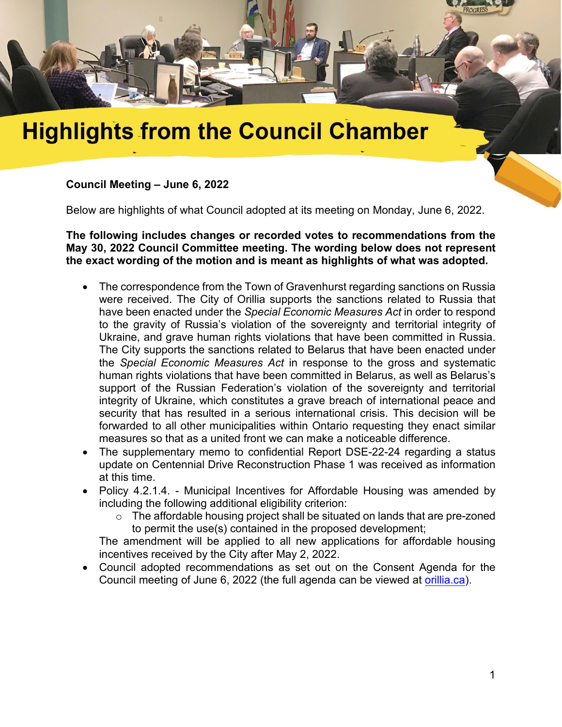# Highlights from the Council Chamber

**Council Meeting – June 6, 2022**

Below are highlights of what Council adopted at its meeting on Monday, June 6, 2022.

**The following includes changes or recorded votes to recommendations from the May 30, 2022 Council Committee meeting. The wording below does not represent the exact wording of the motion and is meant as highlights of what was adopted.**

- The correspondence from the Town of Gravenhurst regarding sanctions on Russia were received. The City of Orillia supports the sanctions related to Russia that have been enacted under the *Special Economic Measures Act* in order to respond to the gravity of Russia's violation of the sovereignty and territorial integrity of Ukraine, and grave human rights violations that have been committed in Russia. The City supports the sanctions related to Belarus that have been enacted under the *Special Economic Measures Act* in response to the gross and systematic human rights violations that have been committed in Belarus, as well as Belarus's support of the Russian Federation's violation of the sovereignty and territorial integrity of Ukraine, which constitutes a grave breach of international peace and security that has resulted in a serious international crisis. This decision will be forwarded to all other municipalities within Ontario requesting they enact similar measures so that as a united front we can make a noticeable difference.
- The supplementary memo to confidential Report DSE-22-24 regarding a status update on Centennial Drive Reconstruction Phase 1 was received as information at this time.
- Policy 4.2.1.4. - Municipal Incentives for Affordable Housing was amended by including the following additional eligibility criterion:
  - The affordable housing project shall be situated on lands that are pre-zoned to permit the use(s) contained in the proposed development;

  The amendment will be applied to all new applications for affordable housing incentives received by the City after May 2, 2022.
- Council adopted recommendations as set out on the Consent Agenda for the Council meeting of June 6, 2022 (the full agenda can be viewed at orillia.ca).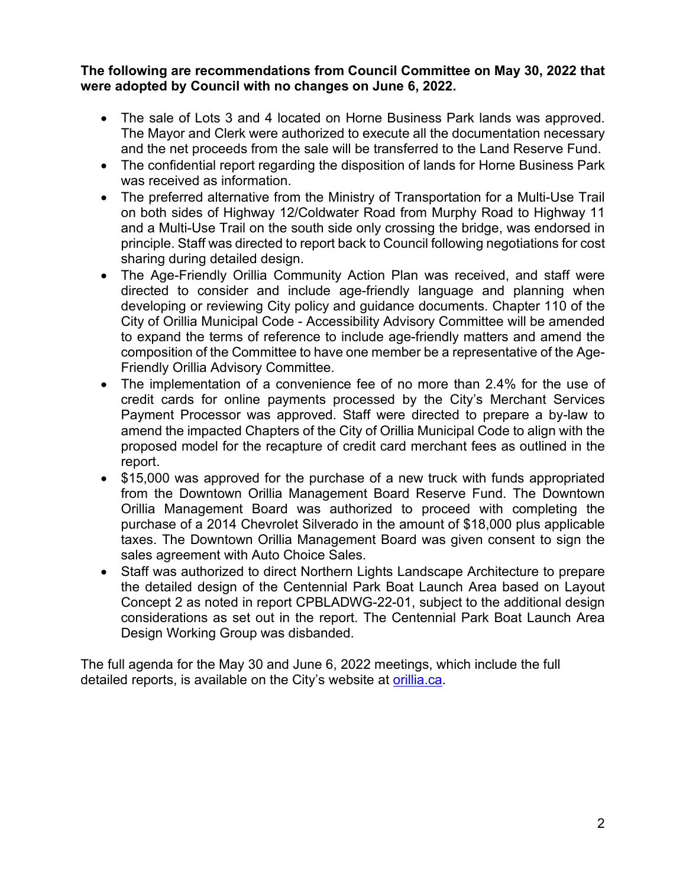**The following are recommendations from Council Committee on May 30, 2022 that were adopted by Council with no changes on June 6, 2022.**

- The sale of Lots 3 and 4 located on Horne Business Park lands was approved. The Mayor and Clerk were authorized to execute all the documentation necessary and the net proceeds from the sale will be transferred to the Land Reserve Fund.
- The confidential report regarding the disposition of lands for Horne Business Park was received as information.
- The preferred alternative from the Ministry of Transportation for a Multi-Use Trail on both sides of Highway 12/Coldwater Road from Murphy Road to Highway 11 and a Multi-Use Trail on the south side only crossing the bridge, was endorsed in principle. Staff was directed to report back to Council following negotiations for cost sharing during detailed design.
- The Age-Friendly Orillia Community Action Plan was received, and staff were directed to consider and include age-friendly language and planning when developing or reviewing City policy and guidance documents. Chapter 110 of the City of Orillia Municipal Code - Accessibility Advisory Committee will be amended to expand the terms of reference to include age-friendly matters and amend the composition of the Committee to have one member be a representative of the Age-Friendly Orillia Advisory Committee.
- The implementation of a convenience fee of no more than 2.4% for the use of credit cards for online payments processed by the City's Merchant Services Payment Processor was approved. Staff were directed to prepare a by-law to amend the impacted Chapters of the City of Orillia Municipal Code to align with the proposed model for the recapture of credit card merchant fees as outlined in the report.
- $15,000 was approved for the purchase of a new truck with funds appropriated from the Downtown Orillia Management Board Reserve Fund. The Downtown Orillia Management Board was authorized to proceed with completing the purchase of a 2014 Chevrolet Silverado in the amount of $18,000 plus applicable taxes. The Downtown Orillia Management Board was given consent to sign the sales agreement with Auto Choice Sales.
- Staff was authorized to direct Northern Lights Landscape Architecture to prepare the detailed design of the Centennial Park Boat Launch Area based on Layout Concept 2 as noted in report CPBLADWG-22-01, subject to the additional design considerations as set out in the report. The Centennial Park Boat Launch Area Design Working Group was disbanded.

The full agenda for the May 30 and June 6, 2022 meetings, which include the full detailed reports, is available on the City's website at [orillia.ca](orillia.ca).